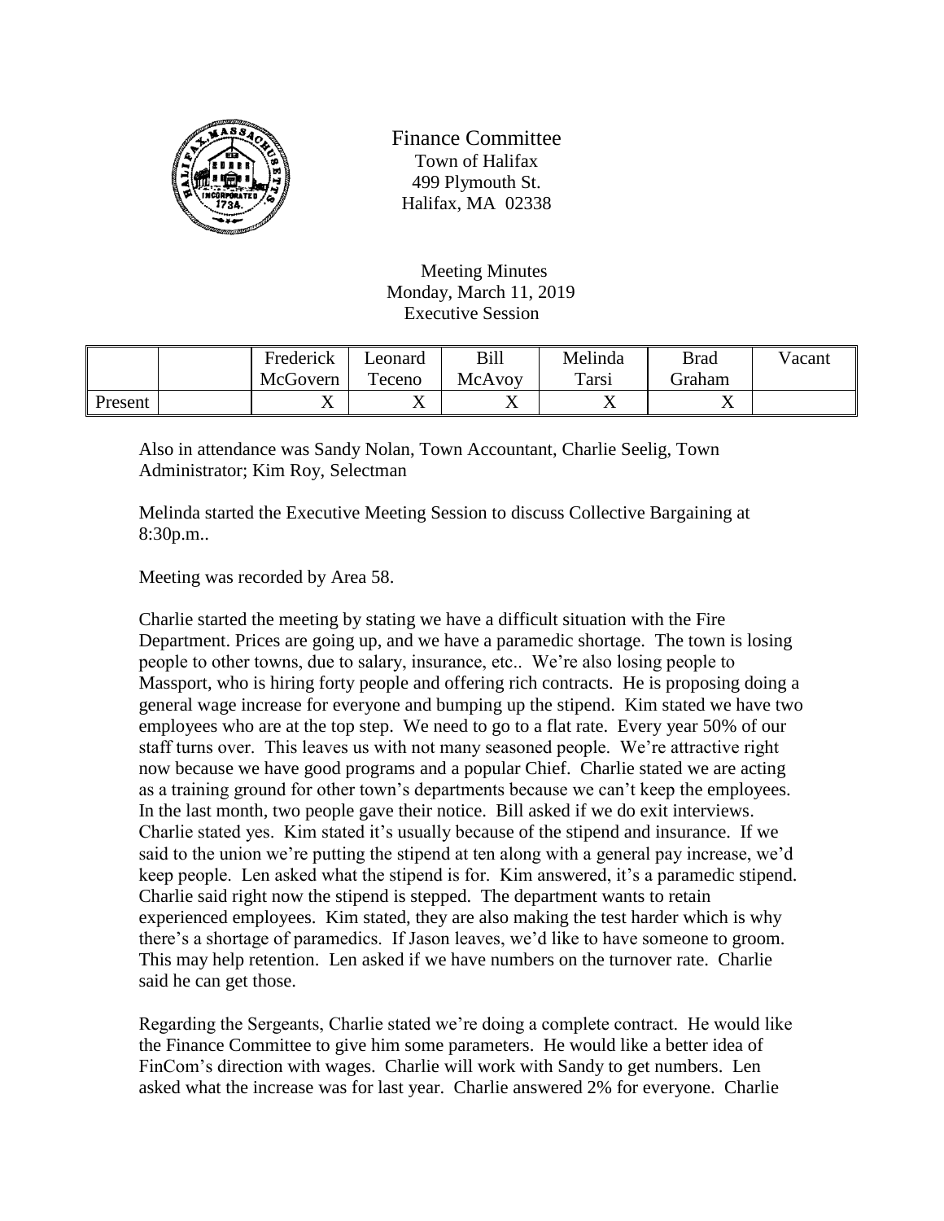Finance Committee
Town of Halifax
499 Plymouth St.
Halifax, MA 02338

Meeting Minutes
Monday, March 11, 2019
Executive Session

| | | Frederick McGovern | Leonard Teceno | Bill McAvoy | Melinda Tarsi | Brad Graham | Vacant |
|---|---|---|---|---|---|---|---|
| Present | | X | X | X | X | X | |

Also in attendance was Sandy Nolan, Town Accountant, Charlie Seelig, Town Administrator; Kim Roy, Selectman

Melinda started the Executive Meeting Session to discuss Collective Bargaining at 8:30p.m..

Meeting was recorded by Area 58.

Charlie started the meeting by stating we have a difficult situation with the Fire Department. Prices are going up, and we have a paramedic shortage. The town is losing people to other towns, due to salary, insurance, etc.. We're also losing people to Massport, who is hiring forty people and offering rich contracts. He is proposing doing a general wage increase for everyone and bumping up the stipend. Kim stated we have two employees who are at the top step. We need to go to a flat rate. Every year 50% of our staff turns over. This leaves us with not many seasoned people. We're attractive right now because we have good programs and a popular Chief. Charlie stated we are acting as a training ground for other town's departments because we can't keep the employees. In the last month, two people gave their notice. Bill asked if we do exit interviews. Charlie stated yes. Kim stated it's usually because of the stipend and insurance. If we said to the union we're putting the stipend at ten along with a general pay increase, we'd keep people. Len asked what the stipend is for. Kim answered, it's a paramedic stipend. Charlie said right now the stipend is stepped. The department wants to retain experienced employees. Kim stated, they are also making the test harder which is why there's a shortage of paramedics. If Jason leaves, we'd like to have someone to groom. This may help retention. Len asked if we have numbers on the turnover rate. Charlie said he can get those.

Regarding the Sergeants, Charlie stated we're doing a complete contract. He would like the Finance Committee to give him some parameters. He would like a better idea of FinCom's direction with wages. Charlie will work with Sandy to get numbers. Len asked what the increase was for last year. Charlie answered 2% for everyone. Charlie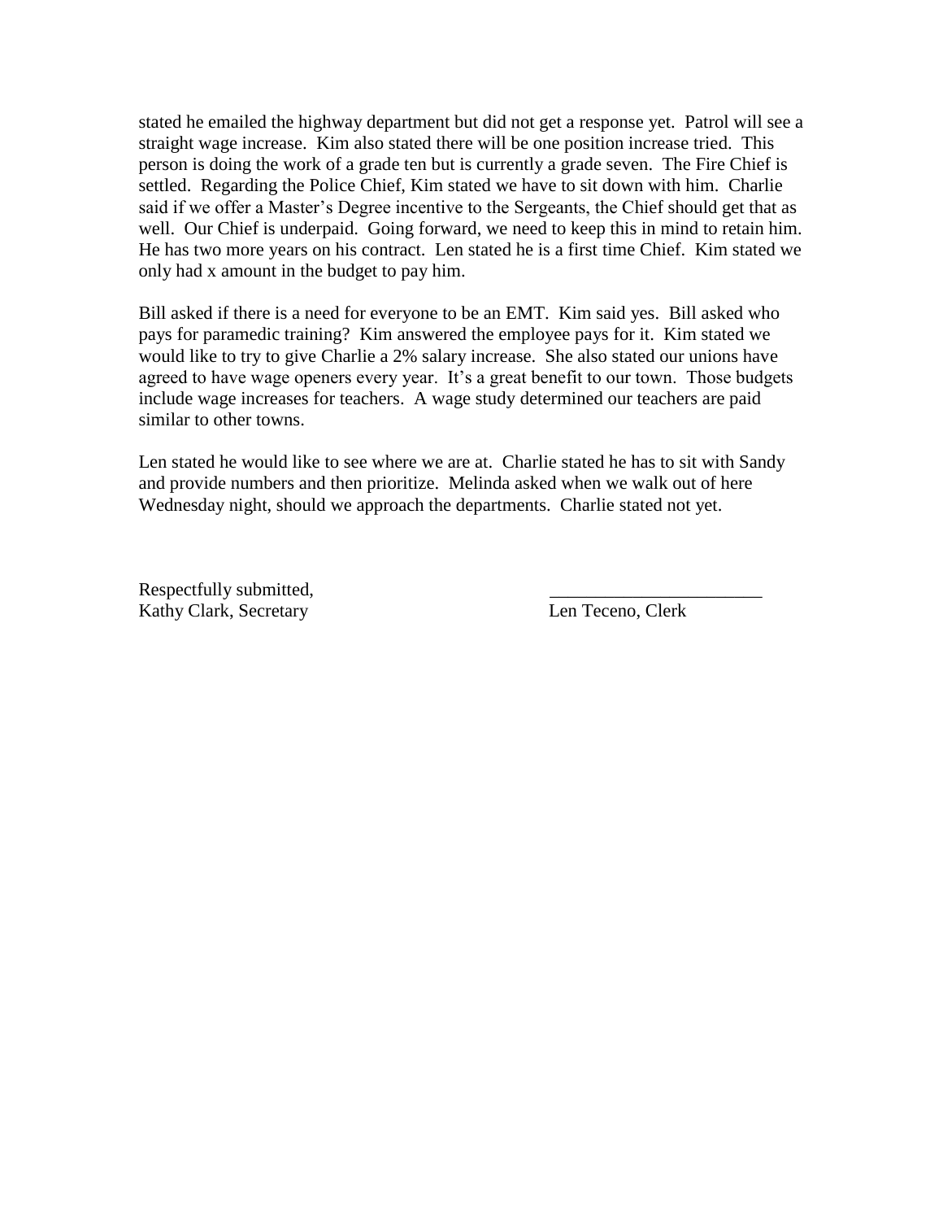stated he emailed the highway department but did not get a response yet. Patrol will see a straight wage increase. Kim also stated there will be one position increase tried. This person is doing the work of a grade ten but is currently a grade seven. The Fire Chief is settled. Regarding the Police Chief, Kim stated we have to sit down with him. Charlie said if we offer a Master's Degree incentive to the Sergeants, the Chief should get that as well. Our Chief is underpaid. Going forward, we need to keep this in mind to retain him. He has two more years on his contract. Len stated he is a first time Chief. Kim stated we only had x amount in the budget to pay him.

Bill asked if there is a need for everyone to be an EMT. Kim said yes. Bill asked who pays for paramedic training? Kim answered the employee pays for it. Kim stated we would like to try to give Charlie a 2% salary increase. She also stated our unions have agreed to have wage openers every year. It's a great benefit to our town. Those budgets include wage increases for teachers. A wage study determined our teachers are paid similar to other towns.

Len stated he would like to see where we are at. Charlie stated he has to sit with Sandy and provide numbers and then prioritize. Melinda asked when we walk out of here Wednesday night, should we approach the departments. Charlie stated not yet.

Respectfully submitted,
Kathy Clark, Secretary

_______________________
Len Teceno, Clerk